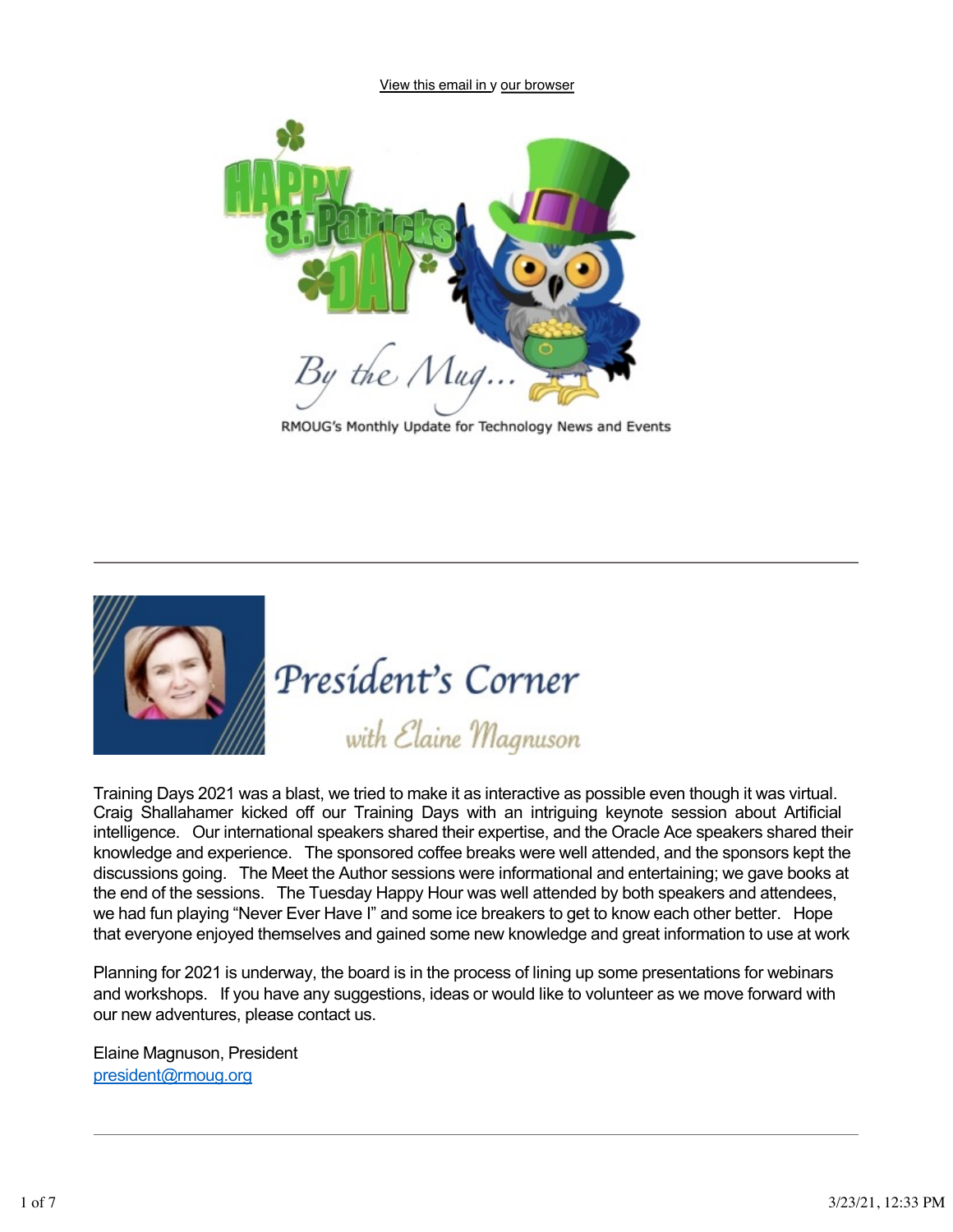View this email in y our browser

By the Mug...

RMOUG's Monthly Update for Technology News and Events

---

## President's Corner

### with Elaine Magnuson

Training Days 2021 was a blast, we tried to make it as interactive as possible even though it was virtual. Craig Shallahamer kicked off our Training Days with an intriguing keynote session about Artificial intelligence. Our international speakers shared their expertise, and the Oracle Ace speakers shared their knowledge and experience. The sponsored coffee breaks were well attended, and the sponsors kept the discussions going. The Meet the Author sessions were informational and entertaining; we gave books at the end of the sessions. The Tuesday Happy Hour was well attended by both speakers and attendees, we had fun playing "Never Ever Have I" and some ice breakers to get to know each other better. Hope that everyone enjoyed themselves and gained some new knowledge and great information to use at work

Planning for 2021 is underway, the board is in the process of lining up some presentations for webinars and workshops. If you have any suggestions, ideas or would like to volunteer as we move forward with our new adventures, please contact us.

Elaine Magnuson, President
president@rmoug.org

---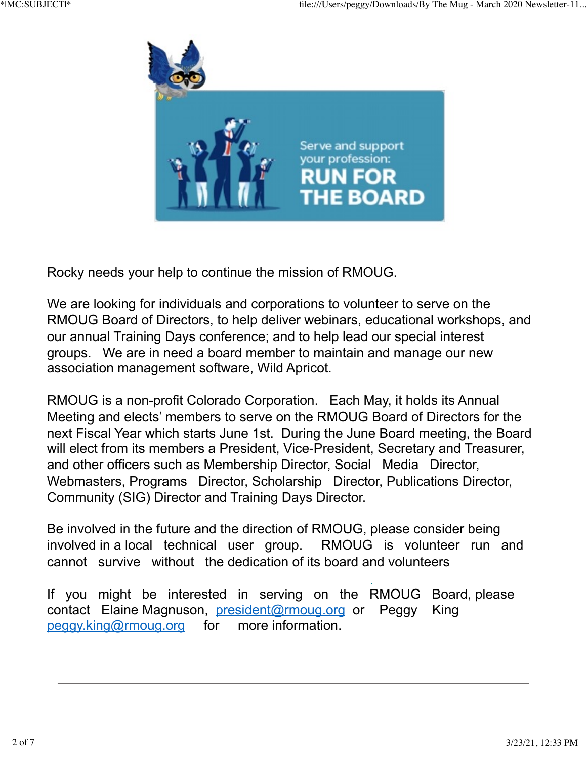Rocky needs your help to continue the mission of RMOUG.

We are looking for individuals and corporations to volunteer to serve on the RMOUG Board of Directors, to help deliver webinars, educational workshops, and our annual Training Days conference; and to help lead our special interest groups. We are in need a board member to maintain and manage our new association management software, Wild Apricot.

RMOUG is a non-profit Colorado Corporation. Each May, it holds its Annual Meeting and elects' members to serve on the RMOUG Board of Directors for the next Fiscal Year which starts June 1st. During the June Board meeting, the Board will elect from its members a President, Vice-President, Secretary and Treasurer, and other officers such as Membership Director, Social Media Director, Webmasters, Programs Director, Scholarship Director, Publications Director, Community (SIG) Director and Training Days Director.

Be involved in the future and the direction of RMOUG, please consider being involved in a local technical user group. RMOUG is volunteer run and cannot survive without the dedication of its board and volunteers

If you might be interested in serving on the RMOUG Board, please contact Elaine Magnuson, [president@rmoug.org](mailto:president@rmoug.org) or Peggy King [peggy.king@rmoug.org](mailto:peggy.king@rmoug.org) for more information.

---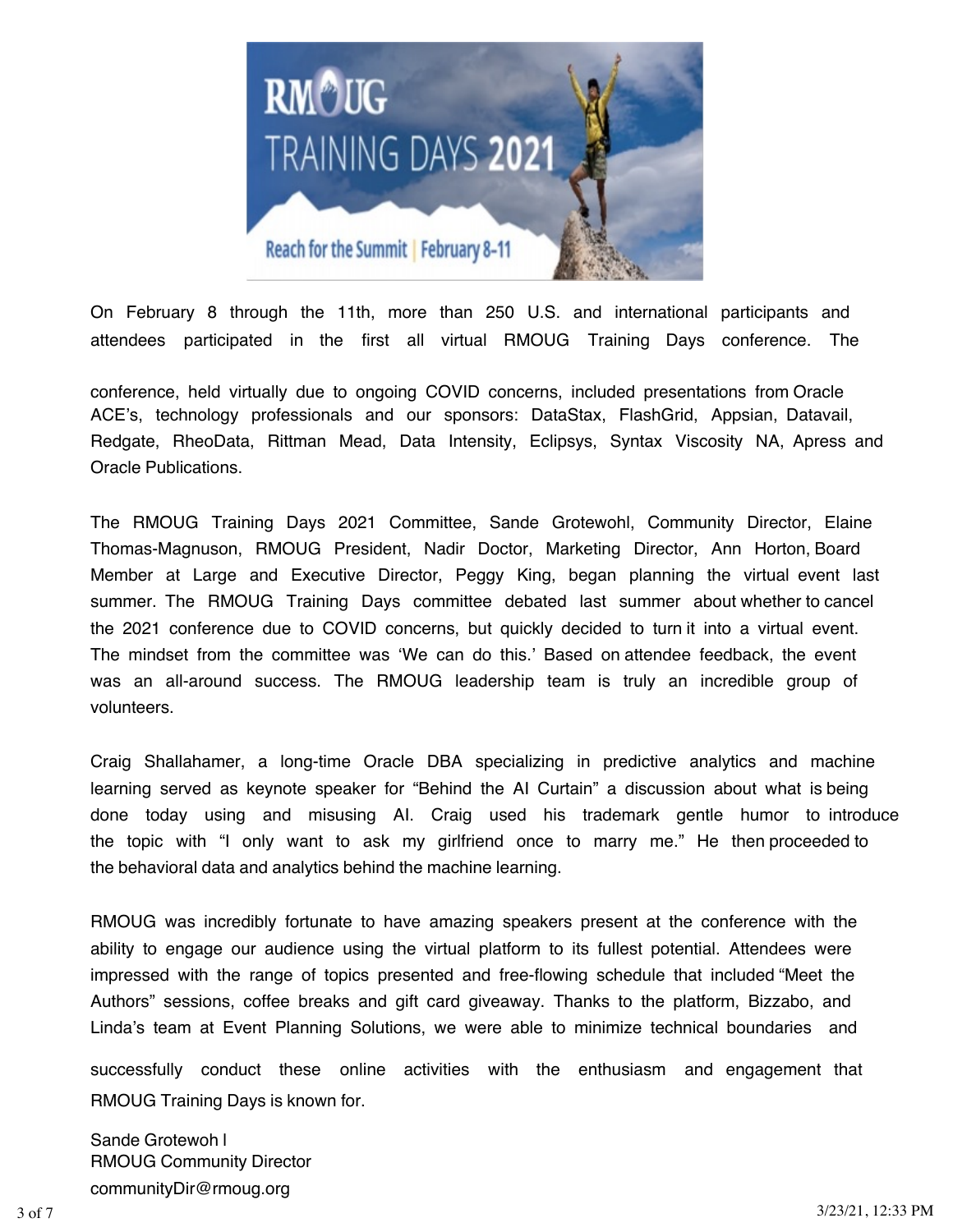On February 8 through the 11th, more than 250 U.S. and international participants and attendees participated in the first all virtual RMOUG Training Days conference. The conference, held virtually due to ongoing COVID concerns, included presentations from Oracle ACE's, technology professionals and our sponsors: DataStax, FlashGrid, Appsian, Datavail, Redgate, RheoData, Rittman Mead, Data Intensity, Eclipsys, Syntax Viscosity NA, Apress and Oracle Publications.

The RMOUG Training Days 2021 Committee, Sande Grotewohl, Community Director, Elaine Thomas-Magnuson, RMOUG President, Nadir Doctor, Marketing Director, Ann Horton, Board Member at Large and Executive Director, Peggy King, began planning the virtual event last summer. The RMOUG Training Days committee debated last summer about whether to cancel the 2021 conference due to COVID concerns, but quickly decided to turn it into a virtual event. The mindset from the committee was 'We can do this.' Based on attendee feedback, the event was an all-around success. The RMOUG leadership team is truly an incredible group of volunteers.

Craig Shallahamer, a long-time Oracle DBA specializing in predictive analytics and machine learning served as keynote speaker for "Behind the AI Curtain" a discussion about what is being done today using and misusing AI. Craig used his trademark gentle humor to introduce the topic with "I only want to ask my girlfriend once to marry me." He then proceeded to the behavioral data and analytics behind the machine learning.

RMOUG was incredibly fortunate to have amazing speakers present at the conference with the ability to engage our audience using the virtual platform to its fullest potential. Attendees were impressed with the range of topics presented and free-flowing schedule that included "Meet the Authors" sessions, coffee breaks and gift card giveaway. Thanks to the platform, Bizzabo, and Linda's team at Event Planning Solutions, we were able to minimize technical boundaries and successfully conduct these online activities with the enthusiasm and engagement that RMOUG Training Days is known for.

Sande Grotewoh l
RMOUG Community Director
communityDir@rmoug.org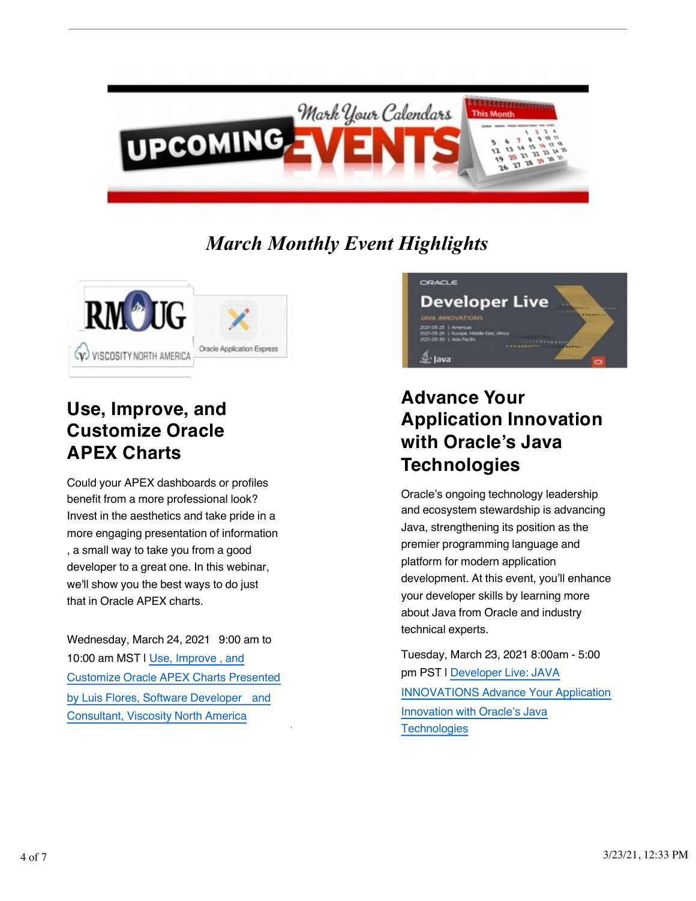*March Monthly Event Highlights*

## Use, Improve, and Customize Oracle APEX Charts

Could your APEX dashboards or profiles benefit from a more professional look? Invest in the aesthetics and take pride in a more engaging presentation of information , a small way to take you from a good developer to a great one. In this webinar, we'll show you the best ways to do just that in Oracle APEX charts.

Wednesday, March 24, 2021 9:00 am to 10:00 am MST I Use, Improve , and Customize Oracle APEX Charts Presented by Luis Flores, Software Developer and Consultant, Viscosity North America

## Advance Your Application Innovation with Oracle's Java Technologies

Oracle's ongoing technology leadership and ecosystem stewardship is advancing Java, strengthening its position as the premier programming language and platform for modern application development. At this event, you'll enhance your developer skills by learning more about Java from Oracle and industry technical experts.

Tuesday, March 23, 2021 8:00am - 5:00 pm PST I Developer Live: JAVA INNOVATIONS Advance Your Application Innovation with Oracle's Java Technologies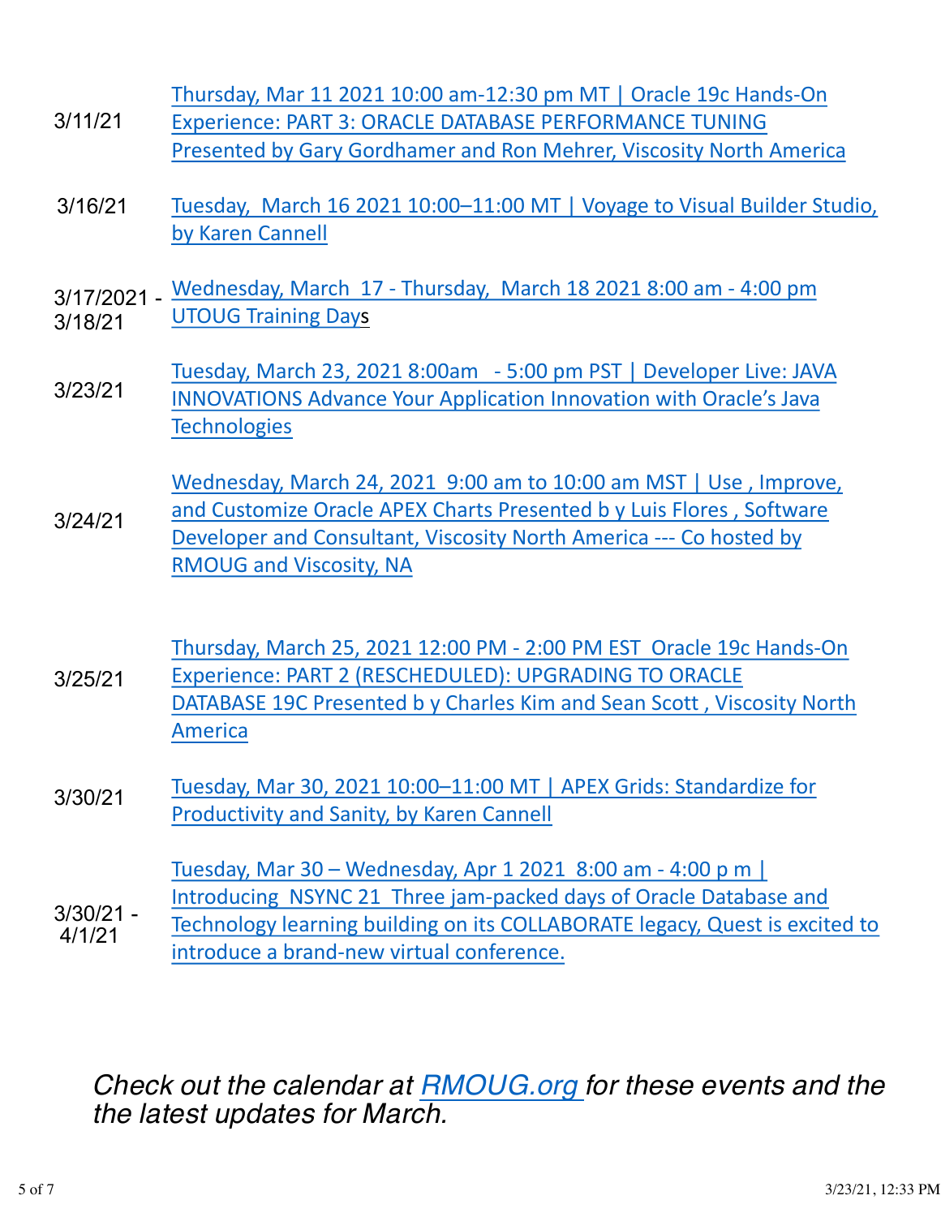| | |
|---|---|
| 3/11/21 | Thursday, Mar 11 2021 10:00 am-12:30 pm MT \| Oracle 19c Hands-On Experience: PART 3: ORACLE DATABASE PERFORMANCE TUNING Presented by Gary Gordhamer and Ron Mehrer, Viscosity North America |
| 3/16/21 | Tuesday, March 16 2021 10:00–11:00 MT \| Voyage to Visual Builder Studio, by Karen Cannell |
| 3/17/2021 - 3/18/21 | Wednesday, March 17 - Thursday, March 18 2021 8:00 am - 4:00 pm UTOUG Training Days |
| 3/23/21 | Tuesday, March 23, 2021 8:00am - 5:00 pm PST \| Developer Live: JAVA INNOVATIONS Advance Your Application Innovation with Oracle's Java Technologies |
| 3/24/21 | Wednesday, March 24, 2021 9:00 am to 10:00 am MST \| Use , Improve, and Customize Oracle APEX Charts Presented b y Luis Flores , Software Developer and Consultant, Viscosity North America --- Co hosted by RMOUG and Viscosity, NA |
| 3/25/21 | Thursday, March 25, 2021 12:00 PM - 2:00 PM EST Oracle 19c Hands-On Experience: PART 2 (RESCHEDULED): UPGRADING TO ORACLE DATABASE 19C Presented b y Charles Kim and Sean Scott , Viscosity North America |
| 3/30/21 | Tuesday, Mar 30, 2021 10:00–11:00 MT \| APEX Grids: Standardize for Productivity and Sanity, by Karen Cannell |
| 3/30/21 - 4/1/21 | Tuesday, Mar 30 – Wednesday, Apr 1 2021 8:00 am - 4:00 p m \| Introducing NSYNC 21 Three jam-packed days of Oracle Database and Technology learning building on its COLLABORATE legacy, Quest is excited to introduce a brand-new virtual conference. |

*Check out the calendar at RMOUG.org for these events and the the latest updates for March.*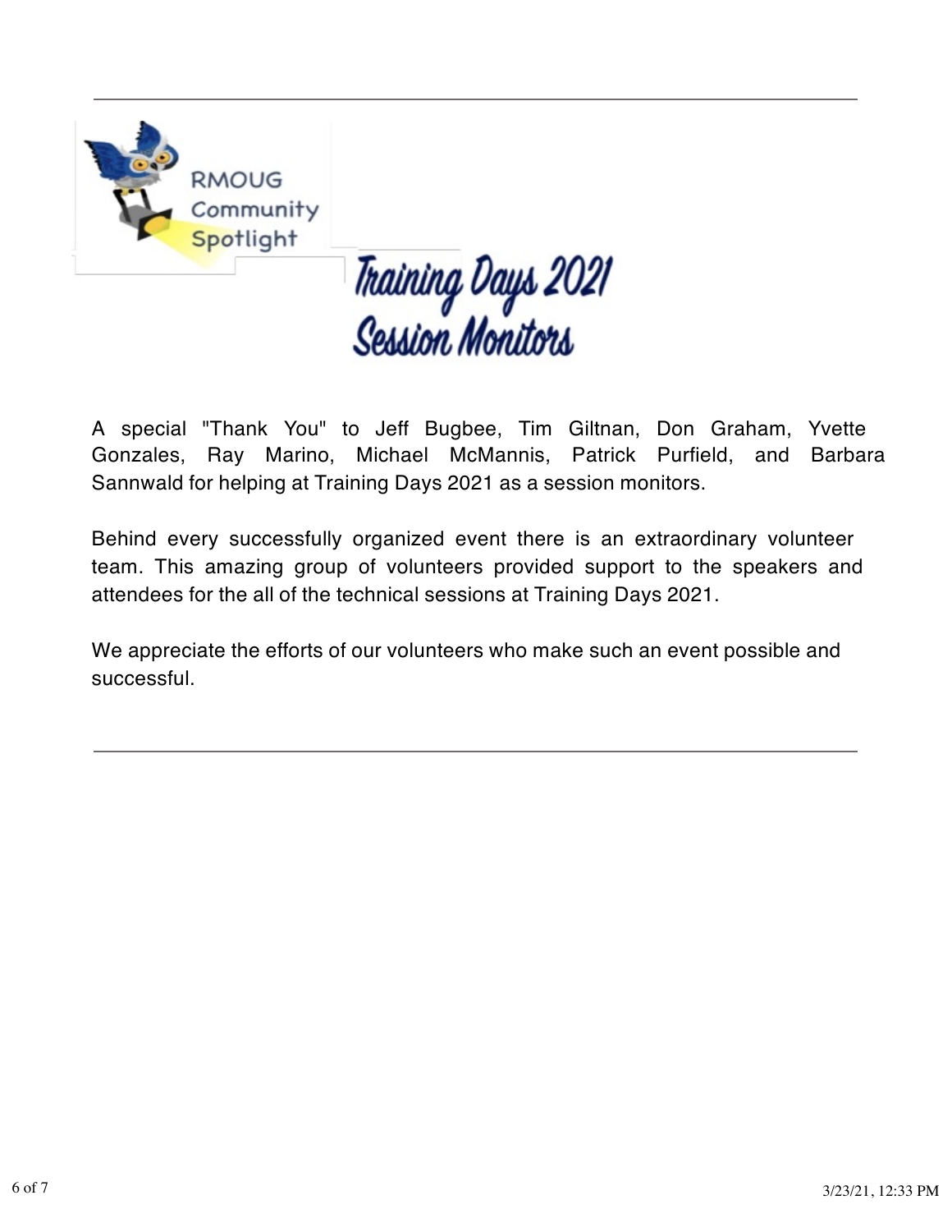---

RMOUG Community Spotlight

# Training Days 2021 Session Monitors

A special "Thank You" to Jeff Bugbee, Tim Giltnan, Don Graham, Yvette Gonzales, Ray Marino, Michael McMannis, Patrick Purfield, and Barbara Sannwald for helping at Training Days 2021 as a session monitors.

Behind every successfully organized event there is an extraordinary volunteer team. This amazing group of volunteers provided support to the speakers and attendees for the all of the technical sessions at Training Days 2021.

We appreciate the efforts of our volunteers who make such an event possible and successful.

---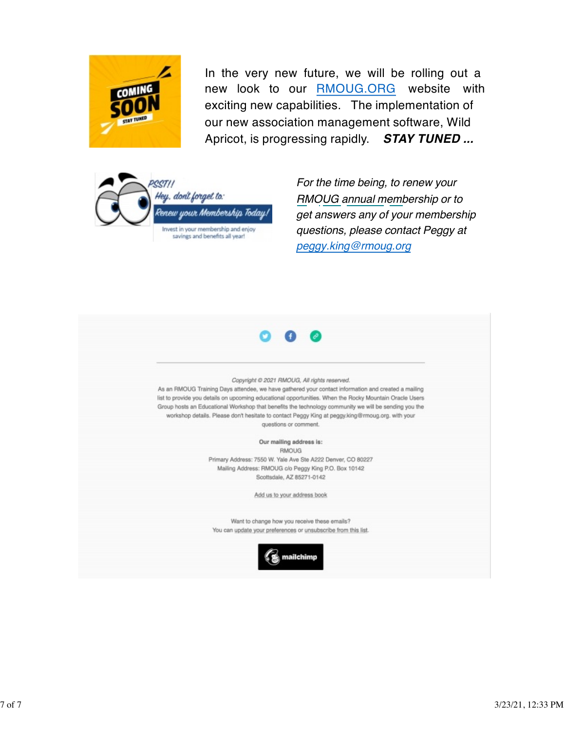In the very new future, we will be rolling out a new look to our [RMOUG.ORG](RMOUG.ORG) website with exciting new capabilities. The implementation of our new association management software, Wild Apricot, is progressing rapidly. ***STAY TUNED ...***

*For the time being, to renew your RMOUG annual membership or to get answers any of your membership questions, please contact Peggy at [peggy.king@rmoug.org](mailto:peggy.king@rmoug.org)*

*Copyright © 2021 RMOUG, All rights reserved.*

As an RMOUG Training Days attendee, we have gathered your contact information and created a mailing list to provide you details on upcoming educational opportunities. When the Rocky Mountain Oracle Users Group hosts an Educational Workshop that benefits the technology community we will be sending you the workshop details. Please don't hesitate to contact Peggy King at peggy.king@rmoug.org. with your questions or comment.

**Our mailing address is:**

RMOUG

Primary Address: 7550 W. Yale Ave Ste A222 Denver, CO 80227

Mailing Address: RMOUG c/o Peggy King P.O. Box 10142

Scottsdale, AZ 85271-0142

Add us to your address book

Want to change how you receive these emails?

You can update your preferences or unsubscribe from this list.

mailchimp